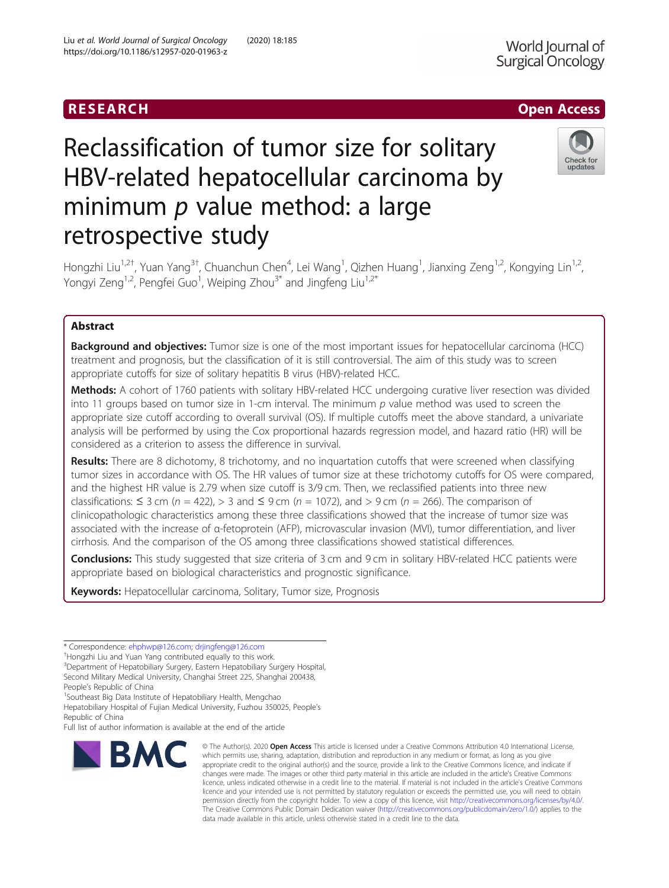RESEARCH Open Access

# Reclassification of tumor size for solitary HBV-related hepatocellular carcinoma by minimum *p* value method: a large retrospective study

Hongzhi Liu[1,2†], Yuan Yang[3†], Chuanchun Chen[4], Lei Wang[1], Qizhen Huang[1], Jianxing Zeng[1,2], Kongying Lin[1,2], Yongyi Zeng[1,2], Pengfei Guo[1], Weiping Zhou[3*] and Jingfeng Liu[1,2*]

## Abstract

**Background and objectives:** Tumor size is one of the most important issues for hepatocellular carcinoma (HCC) treatment and prognosis, but the classification of it is still controversial. The aim of this study was to screen appropriate cutoffs for size of solitary hepatitis B virus (HBV)-related HCC.

**Methods:** A cohort of 1760 patients with solitary HBV-related HCC undergoing curative liver resection was divided into 11 groups based on tumor size in 1-cm interval. The minimum *p* value method was used to screen the appropriate size cutoff according to overall survival (OS). If multiple cutoffs meet the above standard, a univariate analysis will be performed by using the Cox proportional hazards regression model, and hazard ratio (HR) will be considered as a criterion to assess the difference in survival.

**Results:** There are 8 dichotomy, 8 trichotomy, and no inquartation cutoffs that were screened when classifying tumor sizes in accordance with OS. The HR values of tumor size at these trichotomy cutoffs for OS were compared, and the highest HR value is 2.79 when size cutoff is 3/9 cm. Then, we reclassified patients into three new classifications: ≤ 3 cm ($n = 422$), > 3 and ≤ 9 cm ($n = 1072$), and > 9 cm ($n = 266$). The comparison of clinicopathologic characteristics among these three classifications showed that the increase of tumor size was associated with the increase of α-fetoprotein (AFP), microvascular invasion (MVI), tumor differentiation, and liver cirrhosis. And the comparison of the OS among three classifications showed statistical differences.

**Conclusions:** This study suggested that size criteria of 3 cm and 9 cm in solitary HBV-related HCC patients were appropriate based on biological characteristics and prognostic significance.

**Keywords:** Hepatocellular carcinoma, Solitary, Tumor size, Prognosis

---

\* Correspondence: ehphwp@126.com; drjingfeng@126.com
†Hongzhi Liu and Yuan Yang contributed equally to this work.
[3]Department of Hepatobiliary Surgery, Eastern Hepatobiliary Surgery Hospital, Second Military Medical University, Changhai Street 225, Shanghai 200438, People's Republic of China
[1]Southeast Big Data Institute of Hepatobiliary Health, Mengchao Hepatobiliary Hospital of Fujian Medical University, Fuzhou 350025, People's Republic of China
Full list of author information is available at the end of the article

© The Author(s). 2020 **Open Access** This article is licensed under a Creative Commons Attribution 4.0 International License, which permits use, sharing, adaptation, distribution and reproduction in any medium or format, as long as you give appropriate credit to the original author(s) and the source, provide a link to the Creative Commons licence, and indicate if changes were made. The images or other third party material in this article are included in the article's Creative Commons licence, unless indicated otherwise in a credit line to the material. If material is not included in the article's Creative Commons licence and your intended use is not permitted by statutory regulation or exceeds the permitted use, you will need to obtain permission directly from the copyright holder. To view a copy of this licence, visit http://creativecommons.org/licenses/by/4.0/. The Creative Commons Public Domain Dedication waiver (http://creativecommons.org/publicdomain/zero/1.0/) applies to the data made available in this article, unless otherwise stated in a credit line to the data.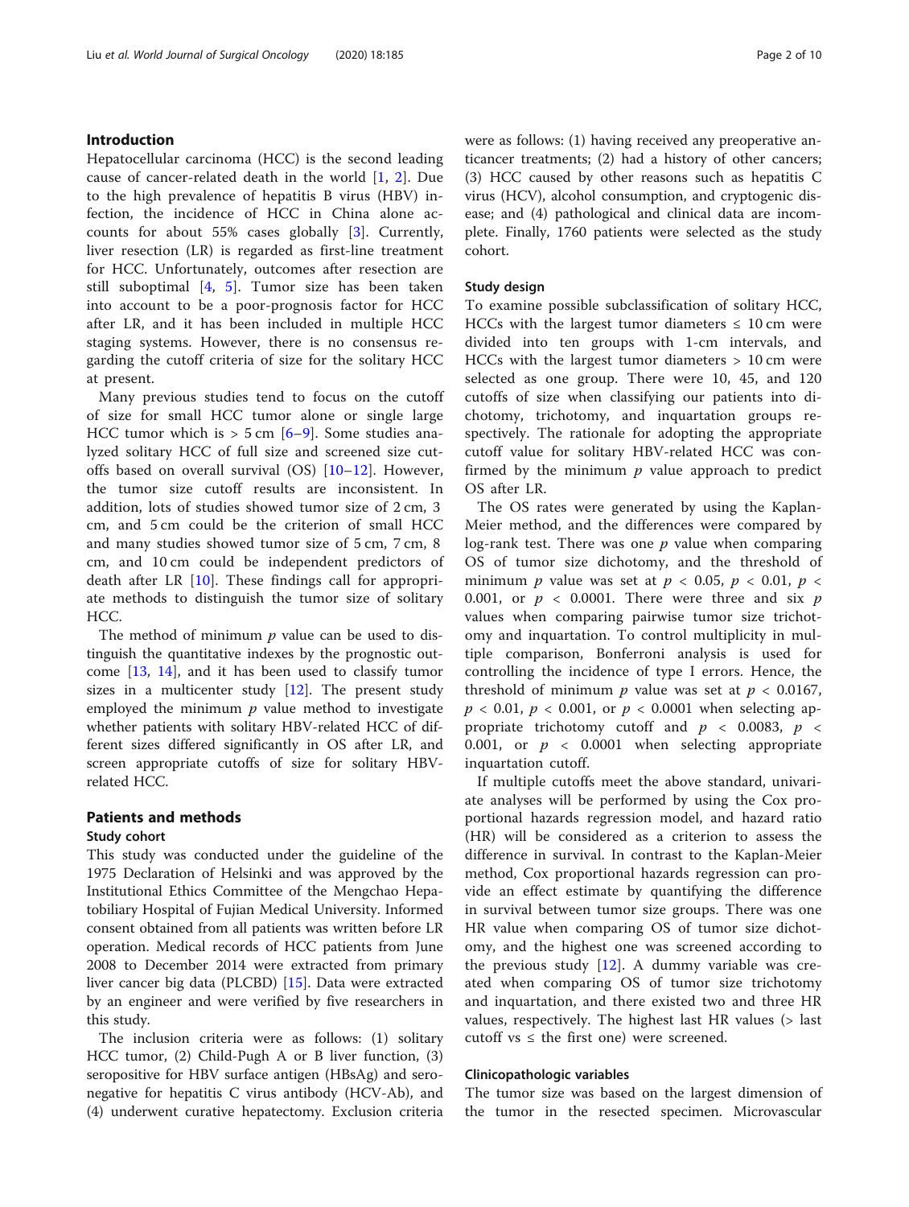## Introduction

Hepatocellular carcinoma (HCC) is the second leading cause of cancer-related death in the world [1, 2]. Due to the high prevalence of hepatitis B virus (HBV) infection, the incidence of HCC in China alone accounts for about 55% cases globally [3]. Currently, liver resection (LR) is regarded as first-line treatment for HCC. Unfortunately, outcomes after resection are still suboptimal [4, 5]. Tumor size has been taken into account to be a poor-prognosis factor for HCC after LR, and it has been included in multiple HCC staging systems. However, there is no consensus regarding the cutoff criteria of size for the solitary HCC at present.

Many previous studies tend to focus on the cutoff of size for small HCC tumor alone or single large HCC tumor which is > 5 cm [6–9]. Some studies analyzed solitary HCC of full size and screened size cutoffs based on overall survival (OS) [10–12]. However, the tumor size cutoff results are inconsistent. In addition, lots of studies showed tumor size of 2 cm, 3 cm, and 5 cm could be the criterion of small HCC and many studies showed tumor size of 5 cm, 7 cm, 8 cm, and 10 cm could be independent predictors of death after LR [10]. These findings call for appropriate methods to distinguish the tumor size of solitary HCC.

The method of minimum $p$ value can be used to distinguish the quantitative indexes by the prognostic outcome [13, 14], and it has been used to classify tumor sizes in a multicenter study [12]. The present study employed the minimum $p$ value method to investigate whether patients with solitary HBV-related HCC of different sizes differed significantly in OS after LR, and screen appropriate cutoffs of size for solitary HBV-related HCC.

## Patients and methods

### Study cohort

This study was conducted under the guideline of the 1975 Declaration of Helsinki and was approved by the Institutional Ethics Committee of the Mengchao Hepatobiliary Hospital of Fujian Medical University. Informed consent obtained from all patients was written before LR operation. Medical records of HCC patients from June 2008 to December 2014 were extracted from primary liver cancer big data (PLCBD) [15]. Data were extracted by an engineer and were verified by five researchers in this study.

The inclusion criteria were as follows: (1) solitary HCC tumor, (2) Child-Pugh A or B liver function, (3) seropositive for HBV surface antigen (HBsAg) and seronegative for hepatitis C virus antibody (HCV-Ab), and (4) underwent curative hepatectomy. Exclusion criteria were as follows: (1) having received any preoperative anticancer treatments; (2) had a history of other cancers; (3) HCC caused by other reasons such as hepatitis C virus (HCV), alcohol consumption, and cryptogenic disease; and (4) pathological and clinical data are incomplete. Finally, 1760 patients were selected as the study cohort.

### Study design

To examine possible subclassification of solitary HCC, HCCs with the largest tumor diameters ≤ 10 cm were divided into ten groups with 1-cm intervals, and HCCs with the largest tumor diameters > 10 cm were selected as one group. There were 10, 45, and 120 cutoffs of size when classifying our patients into dichotomy, trichotomy, and inquartation groups respectively. The rationale for adopting the appropriate cutoff value for solitary HBV-related HCC was confirmed by the minimum $p$ value approach to predict OS after LR.

The OS rates were generated by using the Kaplan-Meier method, and the differences were compared by log-rank test. There was one $p$ value when comparing OS of tumor size dichotomy, and the threshold of minimum $p$ value was set at $p < 0.05$, $p < 0.01$, $p < 0.001$, or $p < 0.0001$. There were three and six $p$ values when comparing pairwise tumor size trichotomy and inquartation. To control multiplicity in multiple comparison, Bonferroni analysis is used for controlling the incidence of type I errors. Hence, the threshold of minimum $p$ value was set at $p < 0.0167$, $p < 0.01$, $p < 0.001$, or $p < 0.0001$ when selecting appropriate trichotomy cutoff and $p < 0.0083$, $p < 0.001$, or $p < 0.0001$ when selecting appropriate inquartation cutoff.

If multiple cutoffs meet the above standard, univariate analyses will be performed by using the Cox proportional hazards regression model, and hazard ratio (HR) will be considered as a criterion to assess the difference in survival. In contrast to the Kaplan-Meier method, Cox proportional hazards regression can provide an effect estimate by quantifying the difference in survival between tumor size groups. There was one HR value when comparing OS of tumor size dichotomy, and the highest one was screened according to the previous study [12]. A dummy variable was created when comparing OS of tumor size trichotomy and inquartation, and there existed two and three HR values, respectively. The highest last HR values (> last cutoff vs ≤ the first one) were screened.

### Clinicopathologic variables

The tumor size was based on the largest dimension of the tumor in the resected specimen. Microvascular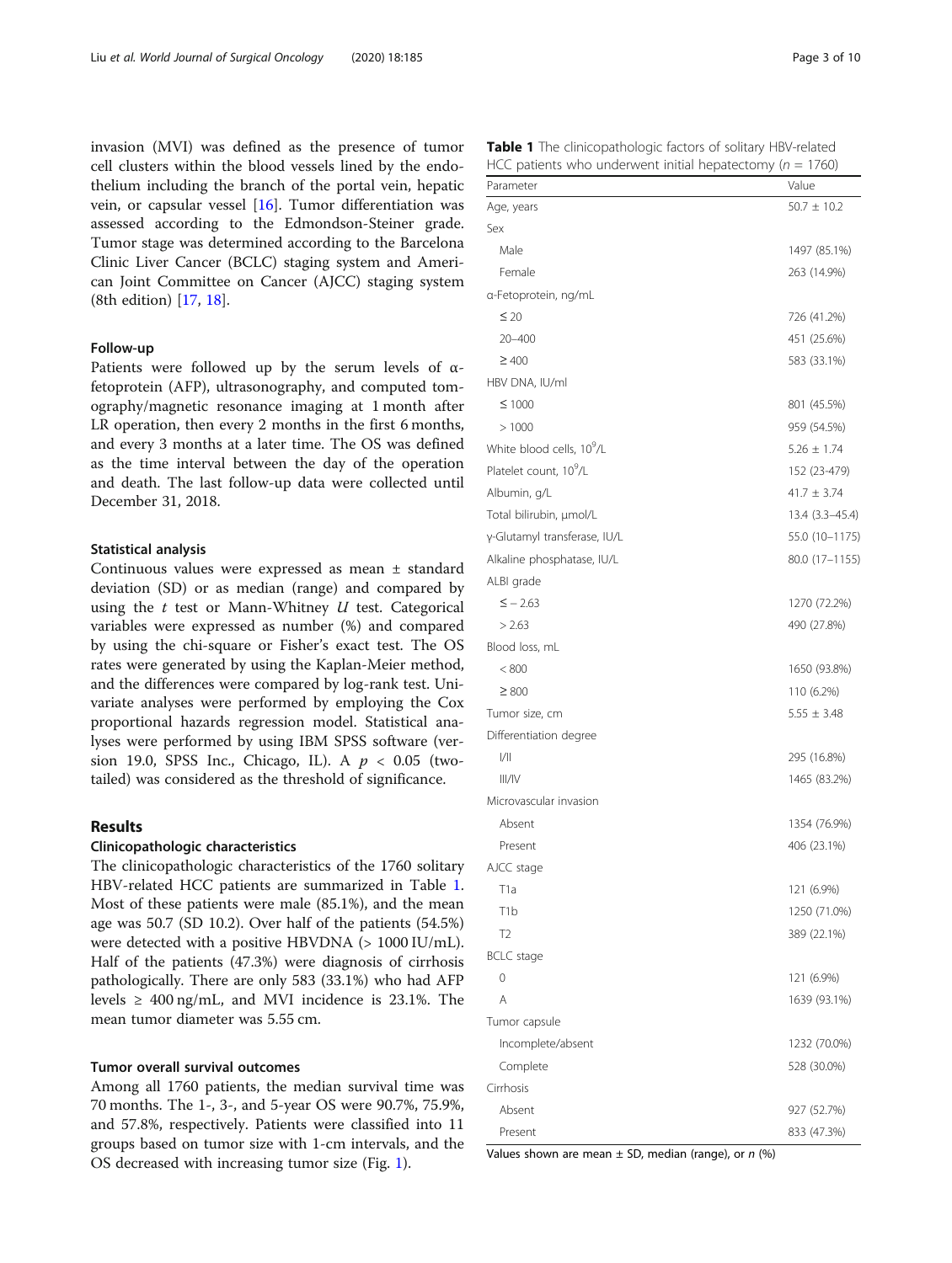invasion (MVI) was defined as the presence of tumor cell clusters within the blood vessels lined by the endothelium including the branch of the portal vein, hepatic vein, or capsular vessel [16]. Tumor differentiation was assessed according to the Edmondson-Steiner grade. Tumor stage was determined according to the Barcelona Clinic Liver Cancer (BCLC) staging system and American Joint Committee on Cancer (AJCC) staging system (8th edition) [17, 18].

### Follow-up

Patients were followed up by the serum levels of α-fetoprotein (AFP), ultrasonography, and computed tomography/magnetic resonance imaging at 1 month after LR operation, then every 2 months in the first 6 months, and every 3 months at a later time. The OS was defined as the time interval between the day of the operation and death. The last follow-up data were collected until December 31, 2018.

### Statistical analysis

Continuous values were expressed as mean ± standard deviation (SD) or as median (range) and compared by using the *t* test or Mann-Whitney *U* test. Categorical variables were expressed as number (%) and compared by using the chi-square or Fisher's exact test. The OS rates were generated by using the Kaplan-Meier method, and the differences were compared by log-rank test. Univariate analyses were performed by employing the Cox proportional hazards regression model. Statistical analyses were performed by using IBM SPSS software (version 19.0, SPSS Inc., Chicago, IL). A $p < 0.05$ (two-tailed) was considered as the threshold of significance.

## Results

### Clinicopathologic characteristics

The clinicopathologic characteristics of the 1760 solitary HBV-related HCC patients are summarized in Table 1. Most of these patients were male (85.1%), and the mean age was 50.7 (SD 10.2). Over half of the patients (54.5%) were detected with a positive HBVDNA (> 1000 IU/mL). Half of the patients (47.3%) were diagnosis of cirrhosis pathologically. There are only 583 (33.1%) who had AFP levels ≥ 400 ng/mL, and MVI incidence is 23.1%. The mean tumor diameter was 5.55 cm.

### Tumor overall survival outcomes

Among all 1760 patients, the median survival time was 70 months. The 1-, 3-, and 5-year OS were 90.7%, 75.9%, and 57.8%, respectively. Patients were classified into 11 groups based on tumor size with 1-cm intervals, and the OS decreased with increasing tumor size (Fig. 1).

**Table 1** The clinicopathologic factors of solitary HBV-related HCC patients who underwent initial hepatectomy ($n$ = 1760)

| Parameter | Value |
|---|---|
| Age, years | 50.7 ± 10.2 |
| Sex | |
| Male | 1497 (85.1%) |
| Female | 263 (14.9%) |
| α-Fetoprotein, ng/mL | |
| ≤ 20 | 726 (41.2%) |
| 20–400 | 451 (25.6%) |
| ≥ 400 | 583 (33.1%) |
| HBV DNA, IU/ml | |
| ≤ 1000 | 801 (45.5%) |
| > 1000 | 959 (54.5%) |
| White blood cells, $10^9$/L | 5.26 ± 1.74 |
| Platelet count, $10^9$/L | 152 (23-479) |
| Albumin, g/L | 41.7 ± 3.74 |
| Total bilirubin, μmol/L | 13.4 (3.3–45.4) |
| γ-Glutamyl transferase, IU/L | 55.0 (10–1175) |
| Alkaline phosphatase, IU/L | 80.0 (17–1155) |
| ALBI grade | |
| ≤ − 2.63 | 1270 (72.2%) |
| > 2.63 | 490 (27.8%) |
| Blood loss, mL | |
| < 800 | 1650 (93.8%) |
| ≥ 800 | 110 (6.2%) |
| Tumor size, cm | 5.55 ± 3.48 |
| Differentiation degree | |
| I/II | 295 (16.8%) |
| III/IV | 1465 (83.2%) |
| Microvascular invasion | |
| Absent | 1354 (76.9%) |
| Present | 406 (23.1%) |
| AJCC stage | |
| T1a | 121 (6.9%) |
| T1b | 1250 (71.0%) |
| T2 | 389 (22.1%) |
| BCLC stage | |
| 0 | 121 (6.9%) |
| A | 1639 (93.1%) |
| Tumor capsule | |
| Incomplete/absent | 1232 (70.0%) |
| Complete | 528 (30.0%) |
| Cirrhosis | |
| Absent | 927 (52.7%) |
| Present | 833 (47.3%) |

Values shown are mean ± SD, median (range), or $n$ (%)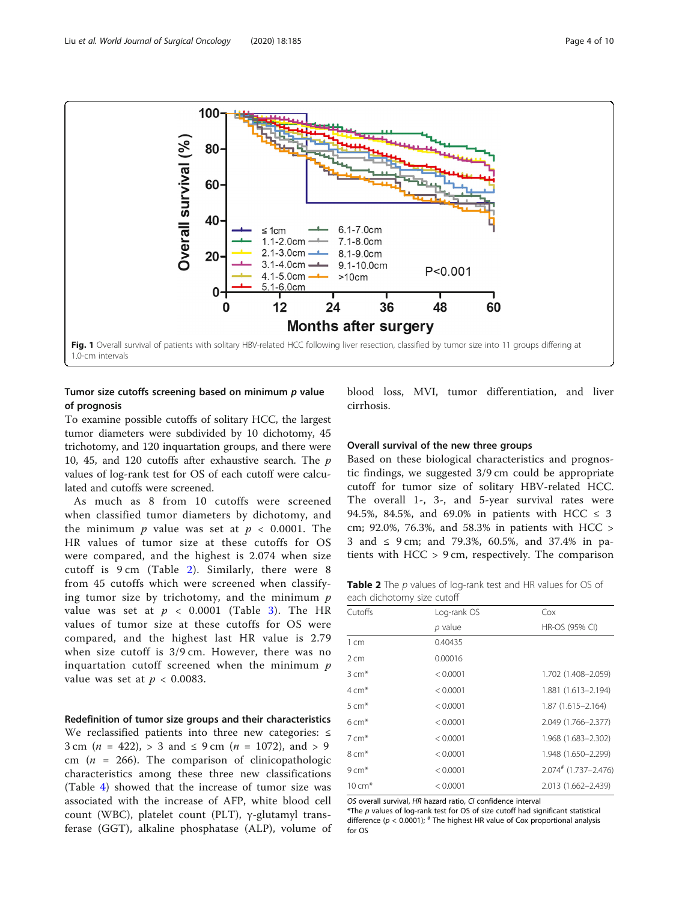Fig. 1 Overall survival of patients with solitary HBV-related HCC following liver resection, classified by tumor size into 11 groups differing at 1.0-cm intervals

### Tumor size cutoffs screening based on minimum *p* value of prognosis

To examine possible cutoffs of solitary HCC, the largest tumor diameters were subdivided by 10 dichotomy, 45 trichotomy, and 120 inquartation groups, and there were 10, 45, and 120 cutoffs after exhaustive search. The *p* values of log-rank test for OS of each cutoff were calculated and cutoffs were screened.

As much as 8 from 10 cutoffs were screened when classified tumor diameters by dichotomy, and the minimum *p* value was set at $p < 0.0001$. The HR values of tumor size at these cutoffs for OS were compared, and the highest is 2.074 when size cutoff is 9 cm (Table 2). Similarly, there were 8 from 45 cutoffs which were screened when classifying tumor size by trichotomy, and the minimum *p* value was set at $p < 0.0001$ (Table 3). The HR values of tumor size at these cutoffs for OS were compared, and the highest last HR value is 2.79 when size cutoff is 3/9 cm. However, there was no inquartation cutoff screened when the minimum *p* value was set at $p < 0.0083$.

### Redefinition of tumor size groups and their characteristics

We reclassified patients into three new categories: ≤ 3 cm ($n$ = 422), > 3 and ≤ 9 cm ($n$ = 1072), and > 9 cm ($n$ = 266). The comparison of clinicopathologic characteristics among these three new classifications (Table 4) showed that the increase of tumor size was associated with the increase of AFP, white blood cell count (WBC), platelet count (PLT), γ-glutamyl transferase (GGT), alkaline phosphatase (ALP), volume of blood loss, MVI, tumor differentiation, and liver cirrhosis.

### Overall survival of the new three groups

Based on these biological characteristics and prognostic findings, we suggested 3/9 cm could be appropriate cutoff for tumor size of solitary HBV-related HCC. The overall 1-, 3-, and 5-year survival rates were 94.5%, 84.5%, and 69.0% in patients with HCC ≤ 3 cm; 92.0%, 76.3%, and 58.3% in patients with HCC > 3 and ≤ 9 cm; and 79.3%, 60.5%, and 37.4% in patients with HCC > 9 cm, respectively. The comparison

**Table 2** The *p* values of log-rank test and HR values for OS of each dichotomy size cutoff

| Cutoffs | Log-rank OS | Cox |
|---|---|---|
| | *p* value | HR-OS (95% CI) |
| 1 cm | 0.40435 | |
| 2 cm | 0.00016 | |
| 3 cm* | < 0.0001 | 1.702 (1.408–2.059) |
| 4 cm* | < 0.0001 | 1.881 (1.613–2.194) |
| 5 cm* | < 0.0001 | 1.87 (1.615–2.164) |
| 6 cm* | < 0.0001 | 2.049 (1.766–2.377) |
| 7 cm* | < 0.0001 | 1.968 (1.683–2.302) |
| 8 cm* | < 0.0001 | 1.948 (1.650–2.299) |
| 9 cm* | < 0.0001 | 2.074# (1.737–2.476) |
| 10 cm* | < 0.0001 | 2.013 (1.662–2.439) |

*OS* overall survival, *HR* hazard ratio, *CI* confidence interval
*The *p* values of log-rank test for OS of size cutoff had significant statistical difference ($p < 0.0001$); # The highest HR value of Cox proportional analysis for OS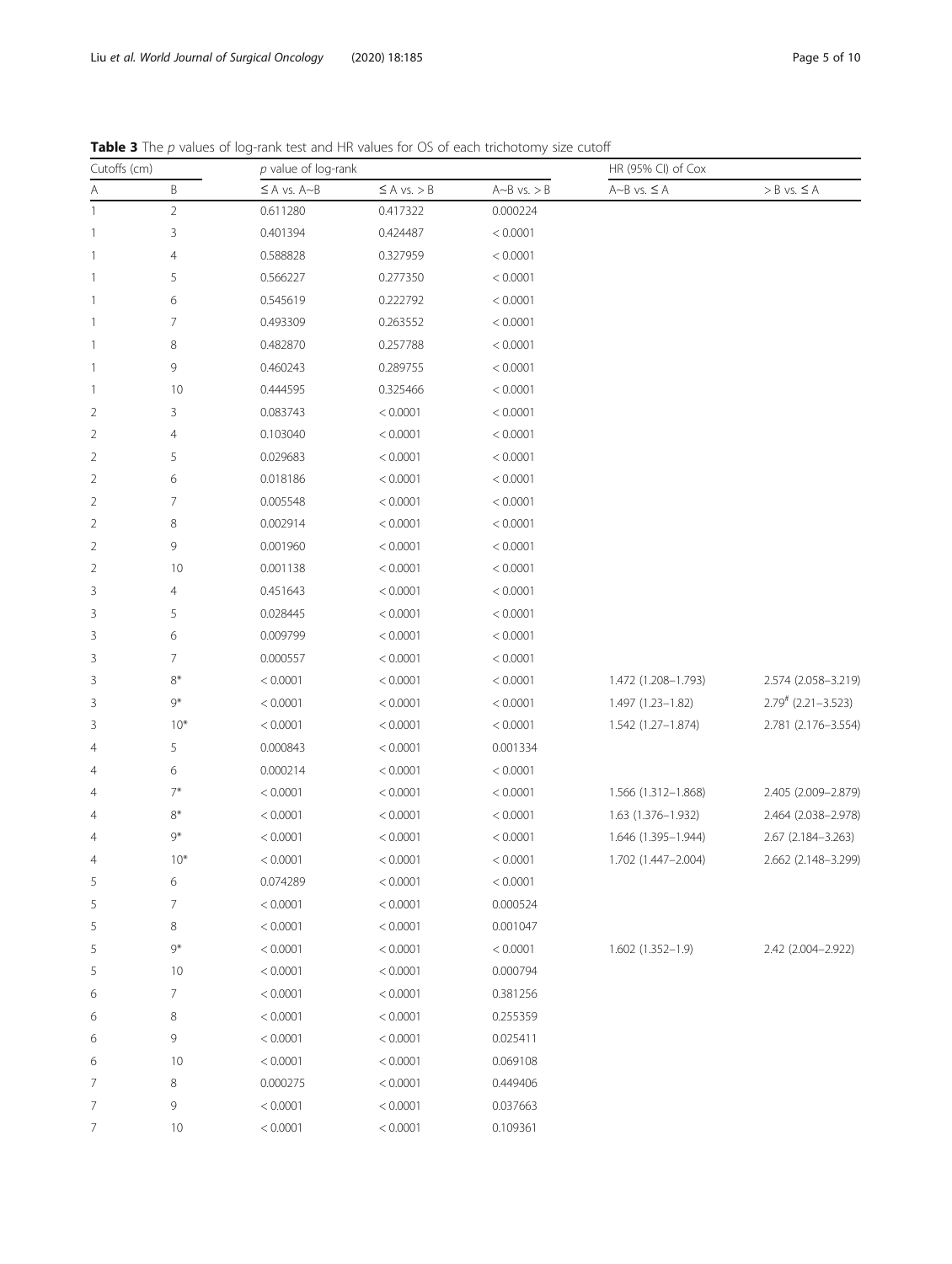**Table 3** The $p$ values of log-rank test and HR values for OS of each trichotomy size cutoff

| Cutoffs (cm) | | $p$ value of log-rank | | | HR (95% CI) of Cox | |
|---|---|---|---|---|---|---|
| A | B | ≤ A vs. A~B | ≤ A vs. > B | A~B vs. > B | A~B vs. ≤ A | > B vs. ≤ A |
| 1 | 2 | 0.611280 | 0.417322 | 0.000224 | | |
| 1 | 3 | 0.401394 | 0.424487 | < 0.0001 | | |
| 1 | 4 | 0.588828 | 0.327959 | < 0.0001 | | |
| 1 | 5 | 0.566227 | 0.277350 | < 0.0001 | | |
| 1 | 6 | 0.545619 | 0.222792 | < 0.0001 | | |
| 1 | 7 | 0.493309 | 0.263552 | < 0.0001 | | |
| 1 | 8 | 0.482870 | 0.257788 | < 0.0001 | | |
| 1 | 9 | 0.460243 | 0.289755 | < 0.0001 | | |
| 1 | 10 | 0.444595 | 0.325466 | < 0.0001 | | |
| 2 | 3 | 0.083743 | < 0.0001 | < 0.0001 | | |
| 2 | 4 | 0.103040 | < 0.0001 | < 0.0001 | | |
| 2 | 5 | 0.029683 | < 0.0001 | < 0.0001 | | |
| 2 | 6 | 0.018186 | < 0.0001 | < 0.0001 | | |
| 2 | 7 | 0.005548 | < 0.0001 | < 0.0001 | | |
| 2 | 8 | 0.002914 | < 0.0001 | < 0.0001 | | |
| 2 | 9 | 0.001960 | < 0.0001 | < 0.0001 | | |
| 2 | 10 | 0.001138 | < 0.0001 | < 0.0001 | | |
| 3 | 4 | 0.451643 | < 0.0001 | < 0.0001 | | |
| 3 | 5 | 0.028445 | < 0.0001 | < 0.0001 | | |
| 3 | 6 | 0.009799 | < 0.0001 | < 0.0001 | | |
| 3 | 7 | 0.000557 | < 0.0001 | < 0.0001 | | |
| 3 | 8* | < 0.0001 | < 0.0001 | < 0.0001 | 1.472 (1.208–1.793) | 2.574 (2.058–3.219) |
| 3 | 9* | < 0.0001 | < 0.0001 | < 0.0001 | 1.497 (1.23–1.82) | 2.79[#] (2.21–3.523) |
| 3 | 10* | < 0.0001 | < 0.0001 | < 0.0001 | 1.542 (1.27–1.874) | 2.781 (2.176–3.554) |
| 4 | 5 | 0.000843 | < 0.0001 | 0.001334 | | |
| 4 | 6 | 0.000214 | < 0.0001 | < 0.0001 | | |
| 4 | 7* | < 0.0001 | < 0.0001 | < 0.0001 | 1.566 (1.312–1.868) | 2.405 (2.009–2.879) |
| 4 | 8* | < 0.0001 | < 0.0001 | < 0.0001 | 1.63 (1.376–1.932) | 2.464 (2.038–2.978) |
| 4 | 9* | < 0.0001 | < 0.0001 | < 0.0001 | 1.646 (1.395–1.944) | 2.67 (2.184–3.263) |
| 4 | 10* | < 0.0001 | < 0.0001 | < 0.0001 | 1.702 (1.447–2.004) | 2.662 (2.148–3.299) |
| 5 | 6 | 0.074289 | < 0.0001 | < 0.0001 | | |
| 5 | 7 | < 0.0001 | < 0.0001 | 0.000524 | | |
| 5 | 8 | < 0.0001 | < 0.0001 | 0.001047 | | |
| 5 | 9* | < 0.0001 | < 0.0001 | < 0.0001 | 1.602 (1.352–1.9) | 2.42 (2.004–2.922) |
| 5 | 10 | < 0.0001 | < 0.0001 | 0.000794 | | |
| 6 | 7 | < 0.0001 | < 0.0001 | 0.381256 | | |
| 6 | 8 | < 0.0001 | < 0.0001 | 0.255359 | | |
| 6 | 9 | < 0.0001 | < 0.0001 | 0.025411 | | |
| 6 | 10 | < 0.0001 | < 0.0001 | 0.069108 | | |
| 7 | 8 | 0.000275 | < 0.0001 | 0.449406 | | |
| 7 | 9 | < 0.0001 | < 0.0001 | 0.037663 | | |
| 7 | 10 | < 0.0001 | < 0.0001 | 0.109361 | | |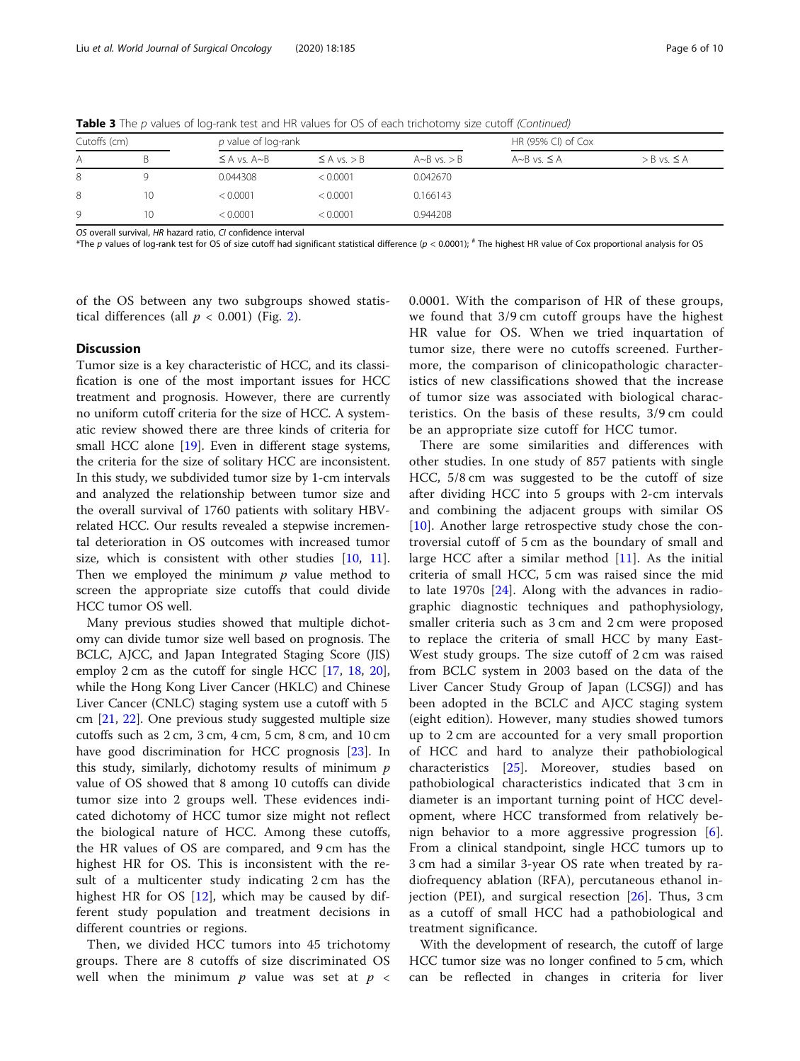**Table 3** The *p* values of log-rank test and HR values for OS of each trichotomy size cutoff *(Continued)*

| Cutoffs (cm) | | *p* value of log-rank | | | HR (95% CI) of Cox | |
|---|---|---|---|---|---|---|
| A | B | ≤ A vs. A~B | ≤ A vs. > B | A~B vs. > B | A~B vs. ≤ A | > B vs. ≤ A |
| 8 | 9 | 0.044308 | < 0.0001 | 0.042670 | | |
| 8 | 10 | < 0.0001 | < 0.0001 | 0.166143 | | |
| 9 | 10 | < 0.0001 | < 0.0001 | 0.944208 | | |

*OS* overall survival, *HR* hazard ratio, *CI* confidence interval
*The *p* values of log-rank test for OS of size cutoff had significant statistical difference ($p < 0.0001$); # The highest HR value of Cox proportional analysis for OS

of the OS between any two subgroups showed statistical differences (all $p < 0.001$) (Fig. 2).

## Discussion

Tumor size is a key characteristic of HCC, and its classification is one of the most important issues for HCC treatment and prognosis. However, there are currently no uniform cutoff criteria for the size of HCC. A systematic review showed there are three kinds of criteria for small HCC alone [19]. Even in different stage systems, the criteria for the size of solitary HCC are inconsistent. In this study, we subdivided tumor size by 1-cm intervals and analyzed the relationship between tumor size and the overall survival of 1760 patients with solitary HBV-related HCC. Our results revealed a stepwise incremental deterioration in OS outcomes with increased tumor size, which is consistent with other studies [10, 11]. Then we employed the minimum *p* value method to screen the appropriate size cutoffs that could divide HCC tumor OS well.

Many previous studies showed that multiple dichotomy can divide tumor size well based on prognosis. The BCLC, AJCC, and Japan Integrated Staging Score (JIS) employ 2 cm as the cutoff for single HCC [17, 18, 20], while the Hong Kong Liver Cancer (HKLC) and Chinese Liver Cancer (CNLC) staging system use a cutoff with 5 cm [21, 22]. One previous study suggested multiple size cutoffs such as 2 cm, 3 cm, 4 cm, 5 cm, 8 cm, and 10 cm have good discrimination for HCC prognosis [23]. In this study, similarly, dichotomy results of minimum *p* value of OS showed that 8 among 10 cutoffs can divide tumor size into 2 groups well. These evidences indicated dichotomy of HCC tumor size might not reflect the biological nature of HCC. Among these cutoffs, the HR values of OS are compared, and 9 cm has the highest HR for OS. This is inconsistent with the result of a multicenter study indicating 2 cm has the highest HR for OS [12], which may be caused by different study population and treatment decisions in different countries or regions.

Then, we divided HCC tumors into 45 trichotomy groups. There are 8 cutoffs of size discriminated OS well when the minimum *p* value was set at $p <$ 0.0001. With the comparison of HR of these groups, we found that 3/9 cm cutoff groups have the highest HR value for OS. When we tried inquartation of tumor size, there were no cutoffs screened. Furthermore, the comparison of clinicopathologic characteristics of new classifications showed that the increase of tumor size was associated with biological characteristics. On the basis of these results, 3/9 cm could be an appropriate size cutoff for HCC tumor.

There are some similarities and differences with other studies. In one study of 857 patients with single HCC, 5/8 cm was suggested to be the cutoff of size after dividing HCC into 5 groups with 2-cm intervals and combining the adjacent groups with similar OS [10]. Another large retrospective study chose the controversial cutoff of 5 cm as the boundary of small and large HCC after a similar method [11]. As the initial criteria of small HCC, 5 cm was raised since the mid to late 1970s [24]. Along with the advances in radiographic diagnostic techniques and pathophysiology, smaller criteria such as 3 cm and 2 cm were proposed to replace the criteria of small HCC by many East-West study groups. The size cutoff of 2 cm was raised from BCLC system in 2003 based on the data of the Liver Cancer Study Group of Japan (LCSGJ) and has been adopted in the BCLC and AJCC staging system (eight edition). However, many studies showed tumors up to 2 cm are accounted for a very small proportion of HCC and hard to analyze their pathobiological characteristics [25]. Moreover, studies based on pathobiological characteristics indicated that 3 cm in diameter is an important turning point of HCC development, where HCC transformed from relatively benign behavior to a more aggressive progression [6]. From a clinical standpoint, single HCC tumors up to 3 cm had a similar 3-year OS rate when treated by radiofrequency ablation (RFA), percutaneous ethanol injection (PEI), and surgical resection [26]. Thus, 3 cm as a cutoff of small HCC had a pathobiological and treatment significance.

With the development of research, the cutoff of large HCC tumor size was no longer confined to 5 cm, which can be reflected in changes in criteria for liver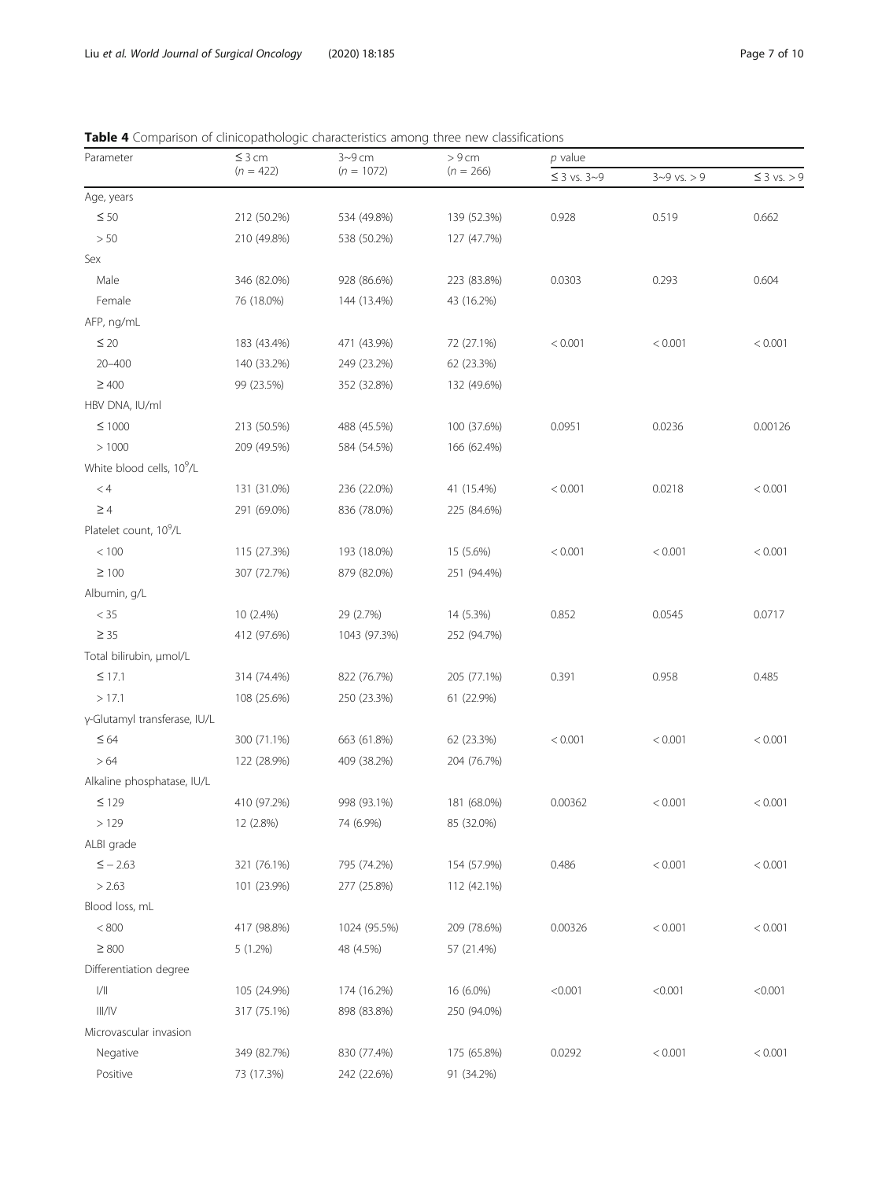**Table 4** Comparison of clinicopathologic characteristics among three new classifications

| Parameter | ≤ 3 cm (n = 422) | 3~9 cm (n = 1072) | > 9 cm (n = 266) | p value | | |
|---|---|---|---|---|---|---|
| | | | | ≤ 3 vs. 3~9 | 3~9 vs. > 9 | ≤ 3 vs. > 9 |
| Age, years | | | | | | |
| ≤ 50 | 212 (50.2%) | 534 (49.8%) | 139 (52.3%) | 0.928 | 0.519 | 0.662 |
| > 50 | 210 (49.8%) | 538 (50.2%) | 127 (47.7%) | | | |
| Sex | | | | | | |
| Male | 346 (82.0%) | 928 (86.6%) | 223 (83.8%) | 0.0303 | 0.293 | 0.604 |
| Female | 76 (18.0%) | 144 (13.4%) | 43 (16.2%) | | | |
| AFP, ng/mL | | | | | | |
| ≤ 20 | 183 (43.4%) | 471 (43.9%) | 72 (27.1%) | < 0.001 | < 0.001 | < 0.001 |
| 20–400 | 140 (33.2%) | 249 (23.2%) | 62 (23.3%) | | | |
| ≥ 400 | 99 (23.5%) | 352 (32.8%) | 132 (49.6%) | | | |
| HBV DNA, IU/ml | | | | | | |
| ≤ 1000 | 213 (50.5%) | 488 (45.5%) | 100 (37.6%) | 0.0951 | 0.0236 | 0.00126 |
| > 1000 | 209 (49.5%) | 584 (54.5%) | 166 (62.4%) | | | |
| White blood cells, $10^9$/L | | | | | | |
| < 4 | 131 (31.0%) | 236 (22.0%) | 41 (15.4%) | < 0.001 | 0.0218 | < 0.001 |
| ≥ 4 | 291 (69.0%) | 836 (78.0%) | 225 (84.6%) | | | |
| Platelet count, $10^9$/L | | | | | | |
| < 100 | 115 (27.3%) | 193 (18.0%) | 15 (5.6%) | < 0.001 | < 0.001 | < 0.001 |
| ≥ 100 | 307 (72.7%) | 879 (82.0%) | 251 (94.4%) | | | |
| Albumin, g/L | | | | | | |
| < 35 | 10 (2.4%) | 29 (2.7%) | 14 (5.3%) | 0.852 | 0.0545 | 0.0717 |
| ≥ 35 | 412 (97.6%) | 1043 (97.3%) | 252 (94.7%) | | | |
| Total bilirubin, μmol/L | | | | | | |
| ≤ 17.1 | 314 (74.4%) | 822 (76.7%) | 205 (77.1%) | 0.391 | 0.958 | 0.485 |
| > 17.1 | 108 (25.6%) | 250 (23.3%) | 61 (22.9%) | | | |
| γ-Glutamyl transferase, IU/L | | | | | | |
| ≤ 64 | 300 (71.1%) | 663 (61.8%) | 62 (23.3%) | < 0.001 | < 0.001 | < 0.001 |
| > 64 | 122 (28.9%) | 409 (38.2%) | 204 (76.7%) | | | |
| Alkaline phosphatase, IU/L | | | | | | |
| ≤ 129 | 410 (97.2%) | 998 (93.1%) | 181 (68.0%) | 0.00362 | < 0.001 | < 0.001 |
| > 129 | 12 (2.8%) | 74 (6.9%) | 85 (32.0%) | | | |
| ALBI grade | | | | | | |
| ≤ − 2.63 | 321 (76.1%) | 795 (74.2%) | 154 (57.9%) | 0.486 | < 0.001 | < 0.001 |
| > 2.63 | 101 (23.9%) | 277 (25.8%) | 112 (42.1%) | | | |
| Blood loss, mL | | | | | | |
| < 800 | 417 (98.8%) | 1024 (95.5%) | 209 (78.6%) | 0.00326 | < 0.001 | < 0.001 |
| ≥ 800 | 5 (1.2%) | 48 (4.5%) | 57 (21.4%) | | | |
| Differentiation degree | | | | | | |
| I/II | 105 (24.9%) | 174 (16.2%) | 16 (6.0%) | <0.001 | <0.001 | <0.001 |
| III/IV | 317 (75.1%) | 898 (83.8%) | 250 (94.0%) | | | |
| Microvascular invasion | | | | | | |
| Negative | 349 (82.7%) | 830 (77.4%) | 175 (65.8%) | 0.0292 | < 0.001 | < 0.001 |
| Positive | 73 (17.3%) | 242 (22.6%) | 91 (34.2%) | | | |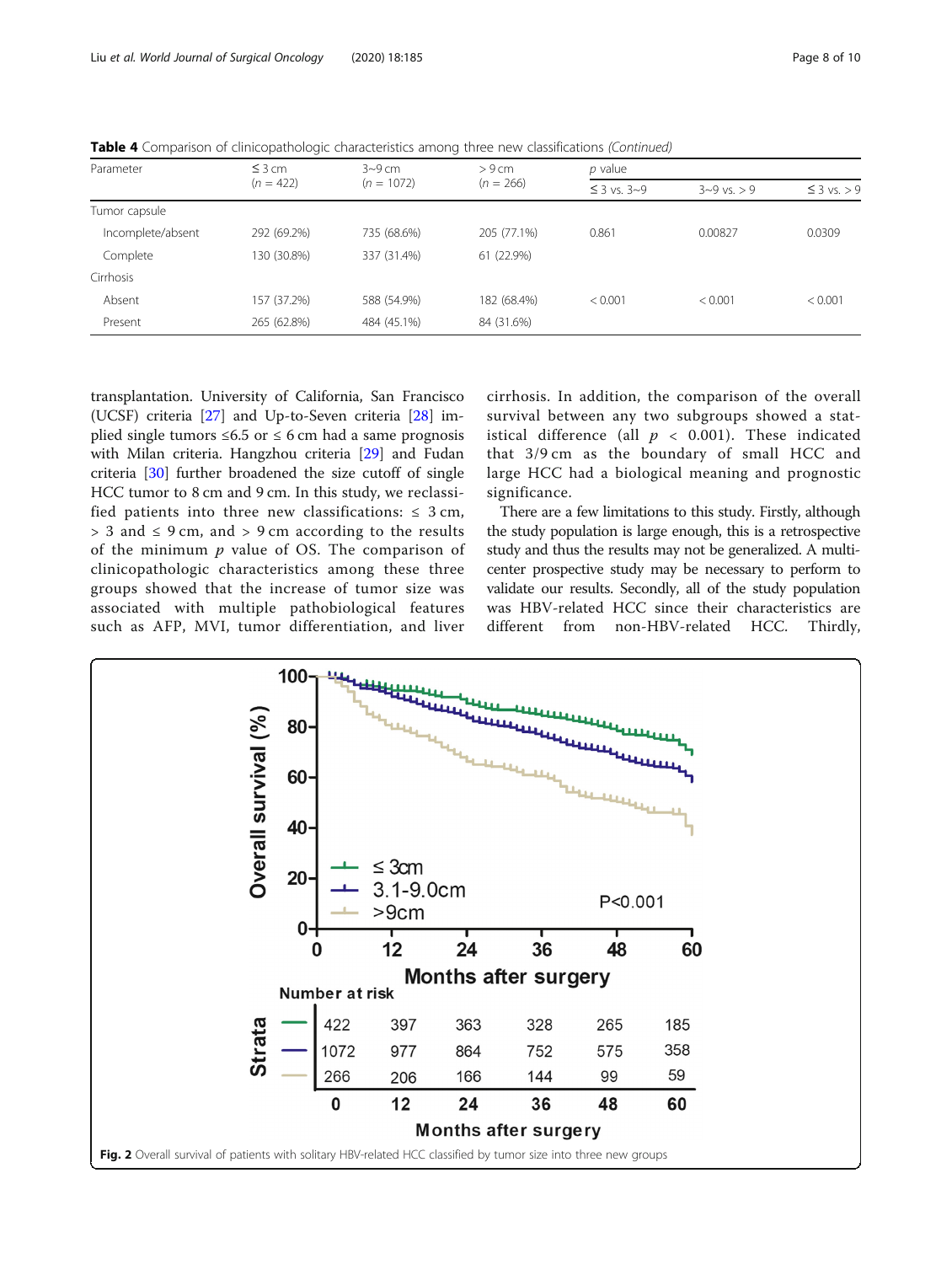**Table 4** Comparison of clinicopathologic characteristics among three new classifications *(Continued)*

| Parameter | ≤ 3 cm (*n* = 422) | 3~9 cm (*n* = 1072) | > 9 cm (*n* = 266) | *p* value | | |
|---|---|---|---|---|---|---|
| | | | | ≤ 3 vs. 3~9 | 3~9 vs. > 9 | ≤ 3 vs. > 9 |
| Tumor capsule | | | | | | |
| Incomplete/absent | 292 (69.2%) | 735 (68.6%) | 205 (77.1%) | 0.861 | 0.00827 | 0.0309 |
| Complete | 130 (30.8%) | 337 (31.4%) | 61 (22.9%) | | | |
| Cirrhosis | | | | | | |
| Absent | 157 (37.2%) | 588 (54.9%) | 182 (68.4%) | < 0.001 | < 0.001 | < 0.001 |
| Present | 265 (62.8%) | 484 (45.1%) | 84 (31.6%) | | | |

transplantation. University of California, San Francisco (UCSF) criteria [27] and Up-to-Seven criteria [28] implied single tumors ≤6.5 or ≤ 6 cm had a same prognosis with Milan criteria. Hangzhou criteria [29] and Fudan criteria [30] further broadened the size cutoff of single HCC tumor to 8 cm and 9 cm. In this study, we reclassified patients into three new classifications: ≤ 3 cm, > 3 and ≤ 9 cm, and > 9 cm according to the results of the minimum *p* value of OS. The comparison of clinicopathologic characteristics among these three groups showed that the increase of tumor size was associated with multiple pathobiological features such as AFP, MVI, tumor differentiation, and liver cirrhosis. In addition, the comparison of the overall survival between any two subgroups showed a statistical difference (all $p < 0.001$). These indicated that 3/9 cm as the boundary of small HCC and large HCC had a biological meaning and prognostic significance.

There are a few limitations to this study. Firstly, although the study population is large enough, this is a retrospective study and thus the results may not be generalized. A multicenter prospective study may be necessary to perform to validate our results. Secondly, all of the study population was HBV-related HCC since their characteristics are different from non-HBV-related HCC. Thirdly,

**Fig. 2** Overall survival of patients with solitary HBV-related HCC classified by tumor size into three new groups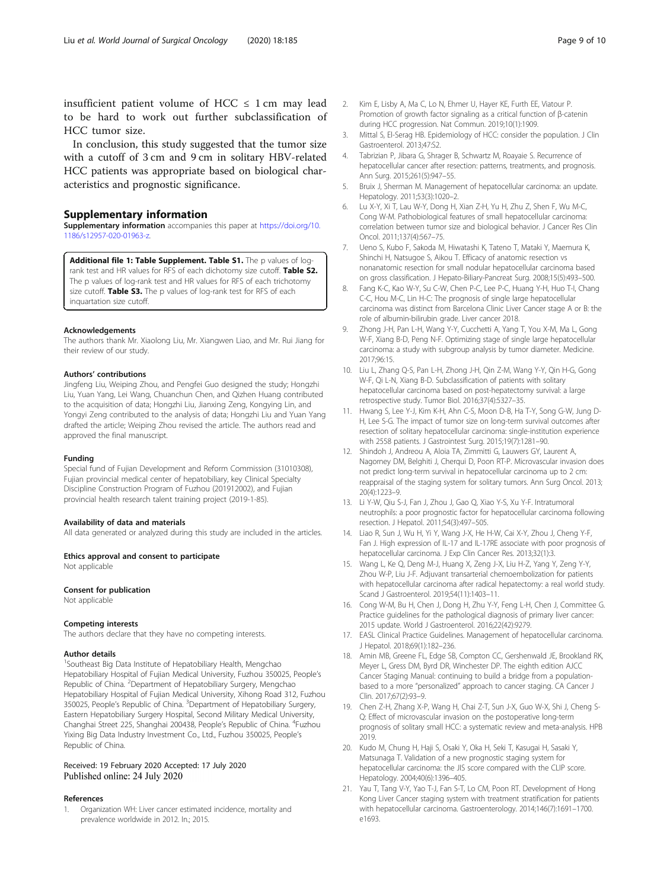insufficient patient volume of HCC ≤ 1 cm may lead to be hard to work out further subclassification of HCC tumor size.

In conclusion, this study suggested that the tumor size with a cutoff of 3 cm and 9 cm in solitary HBV-related HCC patients was appropriate based on biological characteristics and prognostic significance.

## Supplementary information

**Supplementary information** accompanies this paper at https://doi.org/10.1186/s12957-020-01963-z.

**Additional file 1: Table Supplement. Table S1.** The p values of log-rank test and HR values for RFS of each dichotomy size cutoff. **Table S2.** The p values of log-rank test and HR values for RFS of each trichotomy size cutoff. **Table S3.** The p values of log-rank test for RFS of each inquartation size cutoff.

### Acknowledgements

The authors thank Mr. Xiaolong Liu, Mr. Xiangwen Liao, and Mr. Rui Jiang for their review of our study.

### Authors' contributions

Jingfeng Liu, Weiping Zhou, and Pengfei Guo designed the study; Hongzhi Liu, Yuan Yang, Lei Wang, Chuanchun Chen, and Qizhen Huang contributed to the acquisition of data; Hongzhi Liu, Jianxing Zeng, Kongying Lin, and Yongyi Zeng contributed to the analysis of data; Hongzhi Liu and Yuan Yang drafted the article; Weiping Zhou revised the article. The authors read and approved the final manuscript.

### Funding

Special fund of Fujian Development and Reform Commission (31010308), Fujian provincial medical center of hepatobiliary, key Clinical Specialty Discipline Construction Program of Fuzhou (201912002), and Fujian provincial health research talent training project (2019-1-85).

### Availability of data and materials

All data generated or analyzed during this study are included in the articles.

### Ethics approval and consent to participate

Not applicable

### Consent for publication

Not applicable

### Competing interests

The authors declare that they have no competing interests.

### Author details

[1]Southeast Big Data Institute of Hepatobiliary Health, Mengchao Hepatobiliary Hospital of Fujian Medical University, Fuzhou 350025, People's Republic of China. [2]Department of Hepatobiliary Surgery, Mengchao Hepatobiliary Hospital of Fujian Medical University, Xihong Road 312, Fuzhou 350025, People's Republic of China. [3]Department of Hepatobiliary Surgery, Eastern Hepatobiliary Surgery Hospital, Second Military Medical University, Changhai Street 225, Shanghai 200438, People's Republic of China. [4]Fuzhou Yixing Big Data Industry Investment Co., Ltd., Fuzhou 350025, People's Republic of China.

Received: 19 February 2020 Accepted: 17 July 2020
Published online: 24 July 2020

### References

1. Organization WH: Liver cancer estimated incidence, mortality and prevalence worldwide in 2012. In.; 2015.
2. Kim E, Lisby A, Ma C, Lo N, Ehmer U, Hayer KE, Furth EE, Viatour P. Promotion of growth factor signaling as a critical function of β-catenin during HCC progression. Nat Commun. 2019;10(1):1909.
3. Mittal S, El-Serag HB. Epidemiology of HCC: consider the population. J Clin Gastroenterol. 2013;47:S2.
4. Tabrizian P, Jibara G, Shrager B, Schwartz M, Roayaie S. Recurrence of hepatocellular cancer after resection: patterns, treatments, and prognosis. Ann Surg. 2015;261(5):947–55.
5. Bruix J, Sherman M. Management of hepatocellular carcinoma: an update. Hepatology. 2011;53(3):1020–2.
6. Lu X-Y, Xi T, Lau W-Y, Dong H, Xian Z-H, Yu H, Zhu Z, Shen F, Wu M-C, Cong W-M. Pathobiological features of small hepatocellular carcinoma: correlation between tumor size and biological behavior. J Cancer Res Clin Oncol. 2011;137(4):567–75.
7. Ueno S, Kubo F, Sakoda M, Hiwatashi K, Tateno T, Mataki Y, Maemura K, Shinchi H, Natsugoe S, Aikou T. Efficacy of anatomic resection vs nonanatomic resection for small nodular hepatocellular carcinoma based on gross classification. J Hepato-Biliary-Pancreat Surg. 2008;15(5):493–500.
8. Fang K-C, Kao W-Y, Su C-W, Chen P-C, Lee P-C, Huang Y-H, Huo T-I, Chang C-C, Hou M-C, Lin H-C: The prognosis of single large hepatocellular carcinoma was distinct from Barcelona Clinic Liver Cancer stage A or B: the role of albumin-bilirubin grade. Liver cancer 2018.
9. Zhong J-H, Pan L-H, Wang Y-Y, Cucchetti A, Yang T, You X-M, Ma L, Gong W-F, Xiang B-D, Peng N-F. Optimizing stage of single large hepatocellular carcinoma: a study with subgroup analysis by tumor diameter. Medicine. 2017;96:15.
10. Liu L, Zhang Q-S, Pan L-H, Zhong J-H, Qin Z-M, Wang Y-Y, Qin H-G, Gong W-F, Qi L-N, Xiang B-D. Subclassification of patients with solitary hepatocellular carcinoma based on post-hepatectomy survival: a large retrospective study. Tumor Biol. 2016;37(4):5327–35.
11. Hwang S, Lee Y-J, Kim K-H, Ahn C-S, Moon D-B, Ha T-Y, Song G-W, Jung D-H, Lee S-G. The impact of tumor size on long-term survival outcomes after resection of solitary hepatocellular carcinoma: single-institution experience with 2558 patients. J Gastrointest Surg. 2015;19(7):1281–90.
12. Shindoh J, Andreou A, Aloia TA, Zimmitti G, Lauwers GY, Laurent A, Nagorney DM, Belghiti J, Cherqui D, Poon RT-P. Microvascular invasion does not predict long-term survival in hepatocellular carcinoma up to 2 cm: reappraisal of the staging system for solitary tumors. Ann Surg Oncol. 2013;20(4):1223–9.
13. Li Y-W, Qiu S-J, Fan J, Zhou J, Gao Q, Xiao Y-S, Xu Y-F. Intratumoral neutrophils: a poor prognostic factor for hepatocellular carcinoma following resection. J Hepatol. 2011;54(3):497–505.
14. Liao R, Sun J, Wu H, Yi Y, Wang J-X, He H-W, Cai X-Y, Zhou J, Cheng Y-F, Fan J. High expression of IL-17 and IL-17RE associate with poor prognosis of hepatocellular carcinoma. J Exp Clin Cancer Res. 2013;32(1):3.
15. Wang L, Ke Q, Deng M-J, Huang X, Zeng J-X, Liu H-Z, Yang Y, Zeng Y-Y, Zhou W-P, Liu J-F. Adjuvant transarterial chemoembolization for patients with hepatocellular carcinoma after radical hepatectomy: a real world study. Scand J Gastroenterol. 2019;54(11):1403–11.
16. Cong W-M, Bu H, Chen J, Dong H, Zhu Y-Y, Feng L-H, Chen J, Committee G. Practice guidelines for the pathological diagnosis of primary liver cancer: 2015 update. World J Gastroenterol. 2016;22(42):9279.
17. EASL Clinical Practice Guidelines. Management of hepatocellular carcinoma. J Hepatol. 2018;69(1):182–236.
18. Amin MB, Greene FL, Edge SB, Compton CC, Gershenwald JE, Brookland RK, Meyer L, Gress DM, Byrd DR, Winchester DP. The eighth edition AJCC Cancer Staging Manual: continuing to build a bridge from a population-based to a more "personalized" approach to cancer staging. CA Cancer J Clin. 2017;67(2):93–9.
19. Chen Z-H, Zhang X-P, Wang H, Chai Z-T, Sun J-X, Guo W-X, Shi J, Cheng S-Q: Effect of microvascular invasion on the postoperative long-term prognosis of solitary small HCC: a systematic review and meta-analysis. HPB 2019.
20. Kudo M, Chung H, Haji S, Osaki Y, Oka H, Seki T, Kasugai H, Sasaki Y, Matsunaga T. Validation of a new prognostic staging system for hepatocellular carcinoma: the JIS score compared with the CLIP score. Hepatology. 2004;40(6):1396–405.
21. Yau T, Tang V-Y, Yao T-J, Fan S-T, Lo CM, Poon RT. Development of Hong Kong Liver Cancer staging system with treatment stratification for patients with hepatocellular carcinoma. Gastroenterology. 2014;146(7):1691–1700. e1693.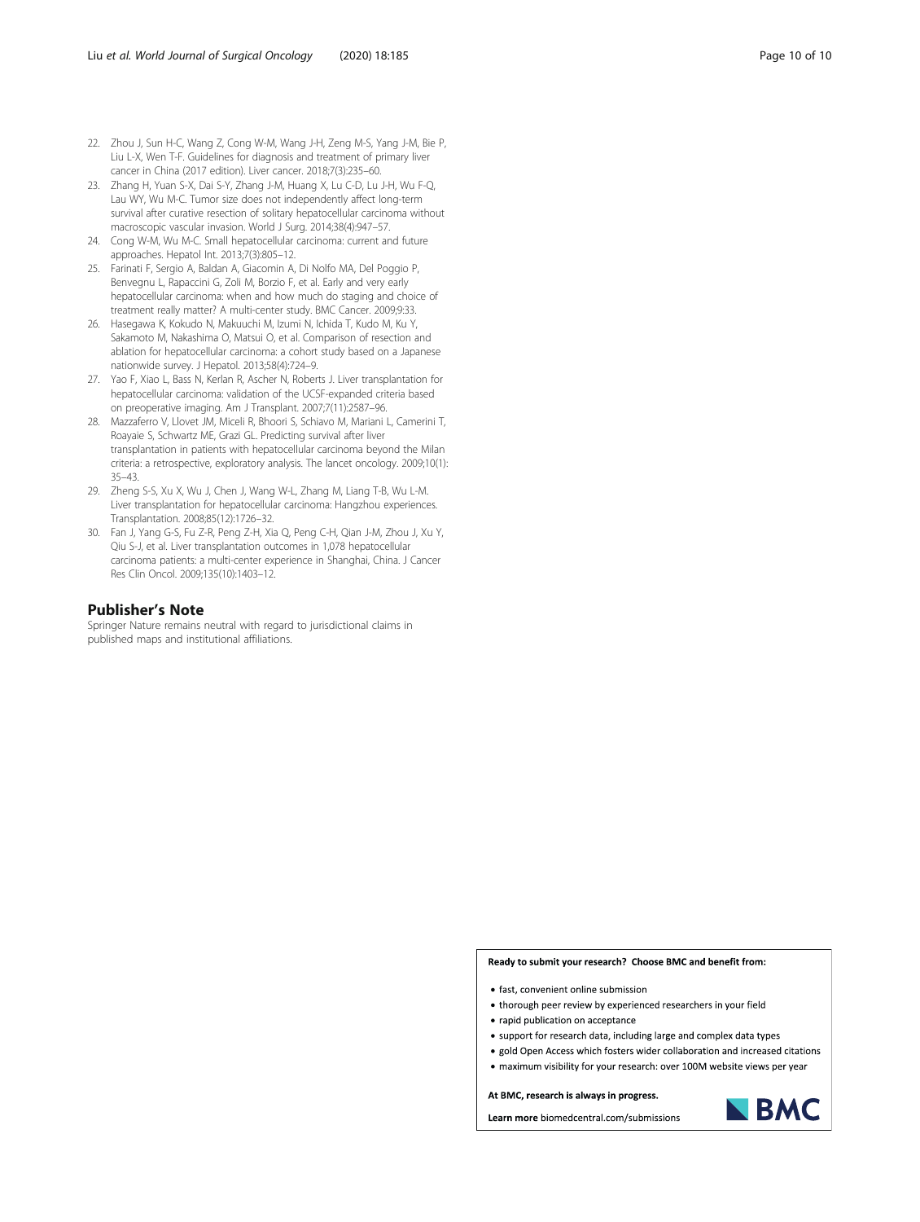22. Zhou J, Sun H-C, Wang Z, Cong W-M, Wang J-H, Zeng M-S, Yang J-M, Bie P, Liu L-X, Wen T-F. Guidelines for diagnosis and treatment of primary liver cancer in China (2017 edition). Liver cancer. 2018;7(3):235–60.
23. Zhang H, Yuan S-X, Dai S-Y, Zhang J-M, Huang X, Lu C-D, Lu J-H, Wu F-Q, Lau WY, Wu M-C. Tumor size does not independently affect long-term survival after curative resection of solitary hepatocellular carcinoma without macroscopic vascular invasion. World J Surg. 2014;38(4):947–57.
24. Cong W-M, Wu M-C. Small hepatocellular carcinoma: current and future approaches. Hepatol Int. 2013;7(3):805–12.
25. Farinati F, Sergio A, Baldan A, Giacomin A, Di Nolfo MA, Del Poggio P, Benvegnu L, Rapaccini G, Zoli M, Borzio F, et al. Early and very early hepatocellular carcinoma: when and how much do staging and choice of treatment really matter? A multi-center study. BMC Cancer. 2009;9:33.
26. Hasegawa K, Kokudo N, Makuuchi M, Izumi N, Ichida T, Kudo M, Ku Y, Sakamoto M, Nakashima O, Matsui O, et al. Comparison of resection and ablation for hepatocellular carcinoma: a cohort study based on a Japanese nationwide survey. J Hepatol. 2013;58(4):724–9.
27. Yao F, Xiao L, Bass N, Kerlan R, Ascher N, Roberts J. Liver transplantation for hepatocellular carcinoma: validation of the UCSF-expanded criteria based on preoperative imaging. Am J Transplant. 2007;7(11):2587–96.
28. Mazzaferro V, Llovet JM, Miceli R, Bhoori S, Schiavo M, Mariani L, Camerini T, Roayaie S, Schwartz ME, Grazi GL. Predicting survival after liver transplantation in patients with hepatocellular carcinoma beyond the Milan criteria: a retrospective, exploratory analysis. The lancet oncology. 2009;10(1):35–43.
29. Zheng S-S, Xu X, Wu J, Chen J, Wang W-L, Zhang M, Liang T-B, Wu L-M. Liver transplantation for hepatocellular carcinoma: Hangzhou experiences. Transplantation. 2008;85(12):1726–32.
30. Fan J, Yang G-S, Fu Z-R, Peng Z-H, Xia Q, Peng C-H, Qian J-M, Zhou J, Xu Y, Qiu S-J, et al. Liver transplantation outcomes in 1,078 hepatocellular carcinoma patients: a multi-center experience in Shanghai, China. J Cancer Res Clin Oncol. 2009;135(10):1403–12.

## Publisher's Note

Springer Nature remains neutral with regard to jurisdictional claims in published maps and institutional affiliations.

**Ready to submit your research? Choose BMC and benefit from:**

- fast, convenient online submission
- thorough peer review by experienced researchers in your field
- rapid publication on acceptance
- support for research data, including large and complex data types
- gold Open Access which fosters wider collaboration and increased citations
- maximum visibility for your research: over 100M website views per year

**At BMC, research is always in progress.**

**Learn more** biomedcentral.com/submissions

BMC